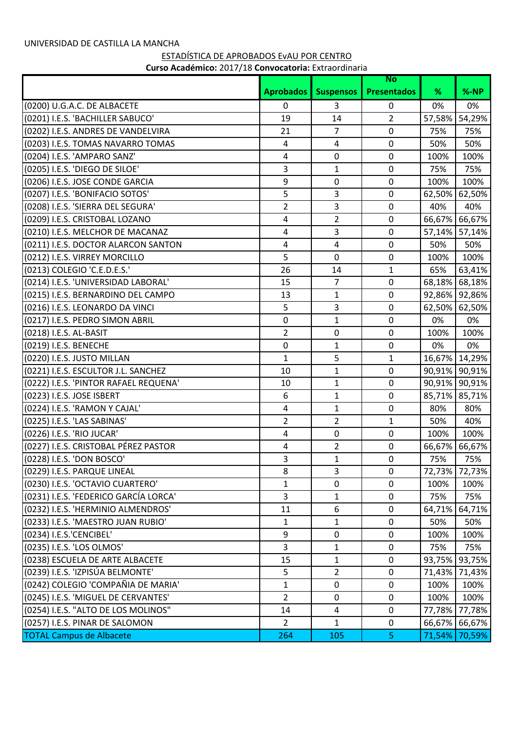UNIVERSIDAD DE CASTILLA LA MANCHA

ESTADÍSTICA DE APROBADOS EvAU POR CENTRO

**Curso Académico:** 2017/18 **Convocatoria:** Extraordinaria

| | Aprobados | Suspensos | No Presentados | % | %-NP |
|---|---|---|---|---|---|
| (0200) U.G.A.C. DE ALBACETE | 0 | 3 | 0 | 0% | 0% |
| (0201) I.E.S. 'BACHILLER SABUCO' | 19 | 14 | 2 | 57,58% | 54,29% |
| (0202) I.E.S. ANDRES DE VANDELVIRA | 21 | 7 | 0 | 75% | 75% |
| (0203) I.E.S. TOMAS NAVARRO TOMAS | 4 | 4 | 0 | 50% | 50% |
| (0204) I.E.S. 'AMPARO SANZ' | 4 | 0 | 0 | 100% | 100% |
| (0205) I.E.S. 'DIEGO DE SILOE' | 3 | 1 | 0 | 75% | 75% |
| (0206) I.E.S. JOSE CONDE GARCIA | 9 | 0 | 0 | 100% | 100% |
| (0207) I.E.S. 'BONIFACIO SOTOS' | 5 | 3 | 0 | 62,50% | 62,50% |
| (0208) I.E.S. 'SIERRA DEL SEGURA' | 2 | 3 | 0 | 40% | 40% |
| (0209) I.E.S. CRISTOBAL LOZANO | 4 | 2 | 0 | 66,67% | 66,67% |
| (0210) I.E.S. MELCHOR DE MACANAZ | 4 | 3 | 0 | 57,14% | 57,14% |
| (0211) I.E.S. DOCTOR ALARCON SANTON | 4 | 4 | 0 | 50% | 50% |
| (0212) I.E.S. VIRREY MORCILLO | 5 | 0 | 0 | 100% | 100% |
| (0213) COLEGIO 'C.E.D.E.S.' | 26 | 14 | 1 | 65% | 63,41% |
| (0214) I.E.S. 'UNIVERSIDAD LABORAL' | 15 | 7 | 0 | 68,18% | 68,18% |
| (0215) I.E.S. BERNARDINO DEL CAMPO | 13 | 1 | 0 | 92,86% | 92,86% |
| (0216) I.E.S. LEONARDO DA VINCI | 5 | 3 | 0 | 62,50% | 62,50% |
| (0217) I.E.S. PEDRO SIMON ABRIL | 0 | 1 | 0 | 0% | 0% |
| (0218) I.E.S. AL-BASIT | 2 | 0 | 0 | 100% | 100% |
| (0219) I.E.S. BENECHE | 0 | 1 | 0 | 0% | 0% |
| (0220) I.E.S. JUSTO MILLAN | 1 | 5 | 1 | 16,67% | 14,29% |
| (0221) I.E.S. ESCULTOR J.L. SANCHEZ | 10 | 1 | 0 | 90,91% | 90,91% |
| (0222) I.E.S. 'PINTOR RAFAEL REQUENA' | 10 | 1 | 0 | 90,91% | 90,91% |
| (0223) I.E.S. JOSE ISBERT | 6 | 1 | 0 | 85,71% | 85,71% |
| (0224) I.E.S. 'RAMON Y CAJAL' | 4 | 1 | 0 | 80% | 80% |
| (0225) I.E.S. 'LAS SABINAS' | 2 | 2 | 1 | 50% | 40% |
| (0226) I.E.S. 'RIO JUCAR' | 4 | 0 | 0 | 100% | 100% |
| (0227) I.E.S. CRISTOBAL PÉREZ PASTOR | 4 | 2 | 0 | 66,67% | 66,67% |
| (0228) I.E.S. 'DON BOSCO' | 3 | 1 | 0 | 75% | 75% |
| (0229) I.E.S. PARQUE LINEAL | 8 | 3 | 0 | 72,73% | 72,73% |
| (0230) I.E.S. 'OCTAVIO CUARTERO' | 1 | 0 | 0 | 100% | 100% |
| (0231) I.E.S. 'FEDERICO GARCÍA LORCA' | 3 | 1 | 0 | 75% | 75% |
| (0232) I.E.S. 'HERMINIO ALMENDROS' | 11 | 6 | 0 | 64,71% | 64,71% |
| (0233) I.E.S. 'MAESTRO JUAN RUBIO' | 1 | 1 | 0 | 50% | 50% |
| (0234) I.E.S.'CENCIBEL' | 9 | 0 | 0 | 100% | 100% |
| (0235) I.E.S. 'LOS OLMOS' | 3 | 1 | 0 | 75% | 75% |
| (0238) ESCUELA DE ARTE ALBACETE | 15 | 1 | 0 | 93,75% | 93,75% |
| (0239) I.E.S. 'IZPISÚA BELMONTE' | 5 | 2 | 0 | 71,43% | 71,43% |
| (0242) COLEGIO 'COMPAÑIA DE MARIA' | 1 | 0 | 0 | 100% | 100% |
| (0245) I.E.S. 'MIGUEL DE CERVANTES' | 2 | 0 | 0 | 100% | 100% |
| (0254) I.E.S. "ALTO DE LOS MOLINOS" | 14 | 4 | 0 | 77,78% | 77,78% |
| (0257) I.E.S. PINAR DE SALOMON | 2 | 1 | 0 | 66,67% | 66,67% |
| TOTAL Campus de Albacete | 264 | 105 | 5 | 71,54% | 70,59% |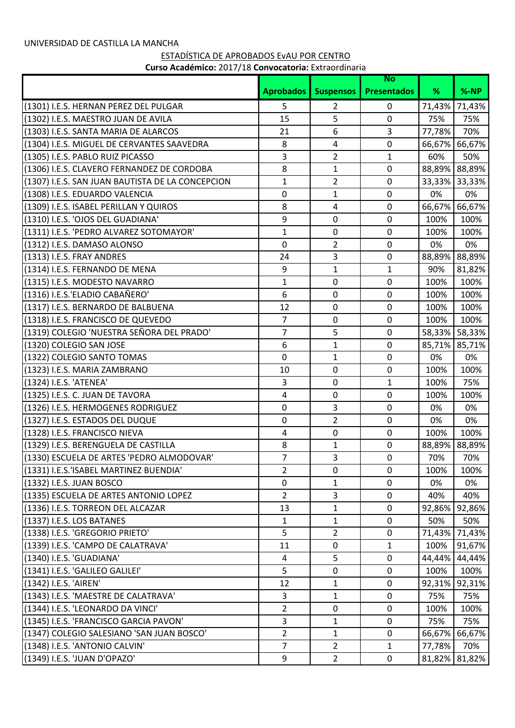UNIVERSIDAD DE CASTILLA LA MANCHA

ESTADÍSTICA DE APROBADOS EvAU POR CENTRO

**Curso Académico:** 2017/18 **Convocatoria:** Extraordinaria

| | Aprobados | Suspensos | No Presentados | % | %-NP |
|---|---|---|---|---|---|
| (1301) I.E.S. HERNAN PEREZ DEL PULGAR | 5 | 2 | 0 | 71,43% | 71,43% |
| (1302) I.E.S. MAESTRO JUAN DE AVILA | 15 | 5 | 0 | 75% | 75% |
| (1303) I.E.S. SANTA MARIA DE ALARCOS | 21 | 6 | 3 | 77,78% | 70% |
| (1304) I.E.S. MIGUEL DE CERVANTES SAAVEDRA | 8 | 4 | 0 | 66,67% | 66,67% |
| (1305) I.E.S. PABLO RUIZ PICASSO | 3 | 2 | 1 | 60% | 50% |
| (1306) I.E.S. CLAVERO FERNANDEZ DE CORDOBA | 8 | 1 | 0 | 88,89% | 88,89% |
| (1307) I.E.S. SAN JUAN BAUTISTA DE LA CONCEPCION | 1 | 2 | 0 | 33,33% | 33,33% |
| (1308) I.E.S. EDUARDO VALENCIA | 0 | 1 | 0 | 0% | 0% |
| (1309) I.E.S. ISABEL PERILLAN Y QUIROS | 8 | 4 | 0 | 66,67% | 66,67% |
| (1310) I.E.S. 'OJOS DEL GUADIANA' | 9 | 0 | 0 | 100% | 100% |
| (1311) I.E.S. 'PEDRO ALVAREZ SOTOMAYOR' | 1 | 0 | 0 | 100% | 100% |
| (1312) I.E.S. DAMASO ALONSO | 0 | 2 | 0 | 0% | 0% |
| (1313) I.E.S. FRAY ANDRES | 24 | 3 | 0 | 88,89% | 88,89% |
| (1314) I.E.S. FERNANDO DE MENA | 9 | 1 | 1 | 90% | 81,82% |
| (1315) I.E.S. MODESTO NAVARRO | 1 | 0 | 0 | 100% | 100% |
| (1316) I.E.S.'ELADIO CABAÑERO' | 6 | 0 | 0 | 100% | 100% |
| (1317) I.E.S. BERNARDO DE BALBUENA | 12 | 0 | 0 | 100% | 100% |
| (1318) I.E.S. FRANCISCO DE QUEVEDO | 7 | 0 | 0 | 100% | 100% |
| (1319) COLEGIO 'NUESTRA SEÑORA DEL PRADO' | 7 | 5 | 0 | 58,33% | 58,33% |
| (1320) COLEGIO SAN JOSE | 6 | 1 | 0 | 85,71% | 85,71% |
| (1322) COLEGIO SANTO TOMAS | 0 | 1 | 0 | 0% | 0% |
| (1323) I.E.S. MARIA ZAMBRANO | 10 | 0 | 0 | 100% | 100% |
| (1324) I.E.S. 'ATENEA' | 3 | 0 | 1 | 100% | 75% |
| (1325) I.E.S. C. JUAN DE TAVORA | 4 | 0 | 0 | 100% | 100% |
| (1326) I.E.S. HERMOGENES RODRIGUEZ | 0 | 3 | 0 | 0% | 0% |
| (1327) I.E.S. ESTADOS DEL DUQUE | 0 | 2 | 0 | 0% | 0% |
| (1328) I.E.S. FRANCISCO NIEVA | 4 | 0 | 0 | 100% | 100% |
| (1329) I.E.S. BERENGUELA DE CASTILLA | 8 | 1 | 0 | 88,89% | 88,89% |
| (1330) ESCUELA DE ARTES 'PEDRO ALMODOVAR' | 7 | 3 | 0 | 70% | 70% |
| (1331) I.E.S.'ISABEL MARTINEZ BUENDIA' | 2 | 0 | 0 | 100% | 100% |
| (1332) I.E.S. JUAN BOSCO | 0 | 1 | 0 | 0% | 0% |
| (1335) ESCUELA DE ARTES ANTONIO LOPEZ | 2 | 3 | 0 | 40% | 40% |
| (1336) I.E.S. TORREON DEL ALCAZAR | 13 | 1 | 0 | 92,86% | 92,86% |
| (1337) I.E.S. LOS BATANES | 1 | 1 | 0 | 50% | 50% |
| (1338) I.E.S. 'GREGORIO PRIETO' | 5 | 2 | 0 | 71,43% | 71,43% |
| (1339) I.E.S. 'CAMPO DE CALATRAVA' | 11 | 0 | 1 | 100% | 91,67% |
| (1340) I.E.S. 'GUADIANA' | 4 | 5 | 0 | 44,44% | 44,44% |
| (1341) I.E.S. 'GALILEO GALILEI' | 5 | 0 | 0 | 100% | 100% |
| (1342) I.E.S. 'AIREN' | 12 | 1 | 0 | 92,31% | 92,31% |
| (1343) I.E.S. 'MAESTRE DE CALATRAVA' | 3 | 1 | 0 | 75% | 75% |
| (1344) I.E.S. 'LEONARDO DA VINCI' | 2 | 0 | 0 | 100% | 100% |
| (1345) I.E.S. 'FRANCISCO GARCIA PAVON' | 3 | 1 | 0 | 75% | 75% |
| (1347) COLEGIO SALESIANO 'SAN JUAN BOSCO' | 2 | 1 | 0 | 66,67% | 66,67% |
| (1348) I.E.S. 'ANTONIO CALVIN' | 7 | 2 | 1 | 77,78% | 70% |
| (1349) I.E.S. 'JUAN D'OPAZO' | 9 | 2 | 0 | 81,82% | 81,82% |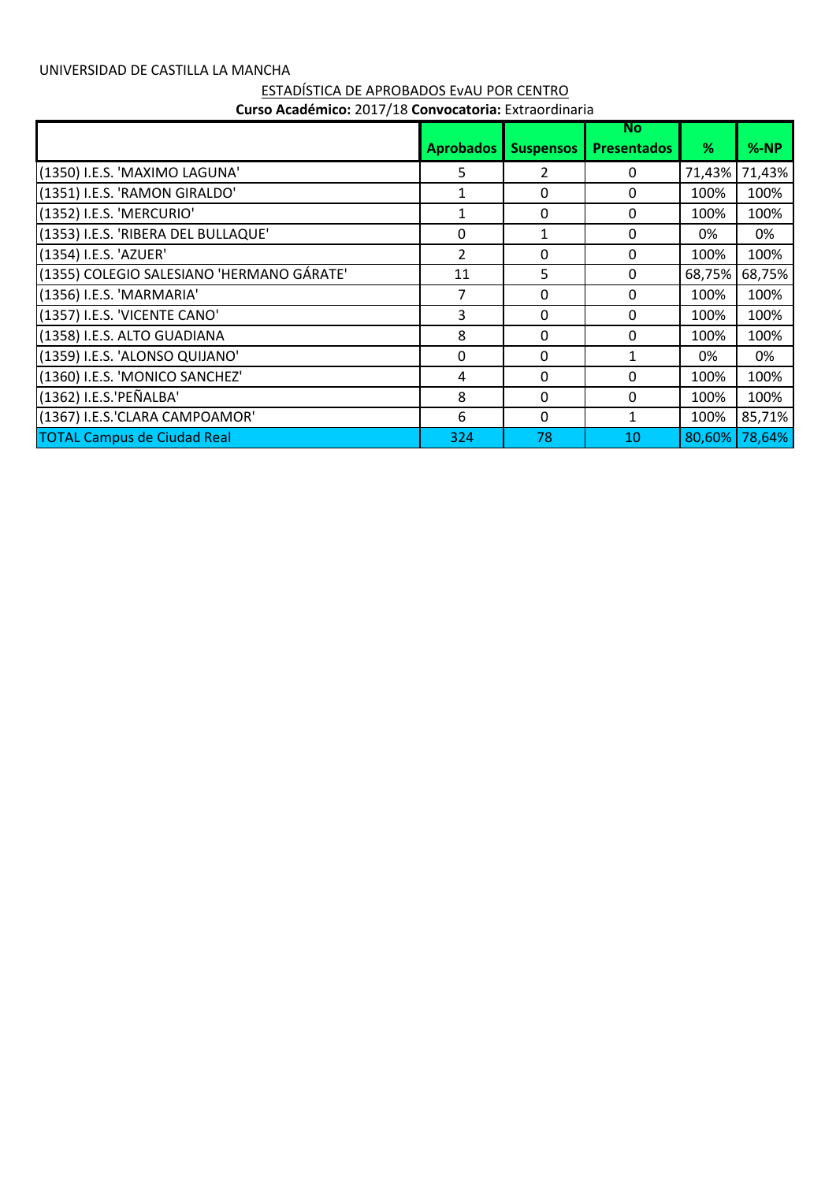UNIVERSIDAD DE CASTILLA LA MANCHA

ESTADÍSTICA DE APROBADOS EvAU POR CENTRO

**Curso Académico:** 2017/18 **Convocatoria:** Extraordinaria

| | Aprobados | Suspensos | No Presentados | % | %-NP |
|---|---|---|---|---|---|
| (1350) I.E.S. 'MAXIMO LAGUNA' | 5 | 2 | 0 | 71,43% | 71,43% |
| (1351) I.E.S. 'RAMON GIRALDO' | 1 | 0 | 0 | 100% | 100% |
| (1352) I.E.S. 'MERCURIO' | 1 | 0 | 0 | 100% | 100% |
| (1353) I.E.S. 'RIBERA DEL BULLAQUE' | 0 | 1 | 0 | 0% | 0% |
| (1354) I.E.S. 'AZUER' | 2 | 0 | 0 | 100% | 100% |
| (1355) COLEGIO SALESIANO 'HERMANO GÁRATE' | 11 | 5 | 0 | 68,75% | 68,75% |
| (1356) I.E.S. 'MARMARIA' | 7 | 0 | 0 | 100% | 100% |
| (1357) I.E.S. 'VICENTE CANO' | 3 | 0 | 0 | 100% | 100% |
| (1358) I.E.S. ALTO GUADIANA | 8 | 0 | 0 | 100% | 100% |
| (1359) I.E.S. 'ALONSO QUIJANO' | 0 | 0 | 1 | 0% | 0% |
| (1360) I.E.S. 'MONICO SANCHEZ' | 4 | 0 | 0 | 100% | 100% |
| (1362) I.E.S.'PEÑALBA' | 8 | 0 | 0 | 100% | 100% |
| (1367) I.E.S.'CLARA CAMPOAMOR' | 6 | 0 | 1 | 100% | 85,71% |
| TOTAL Campus de Ciudad Real | 324 | 78 | 10 | 80,60% | 78,64% |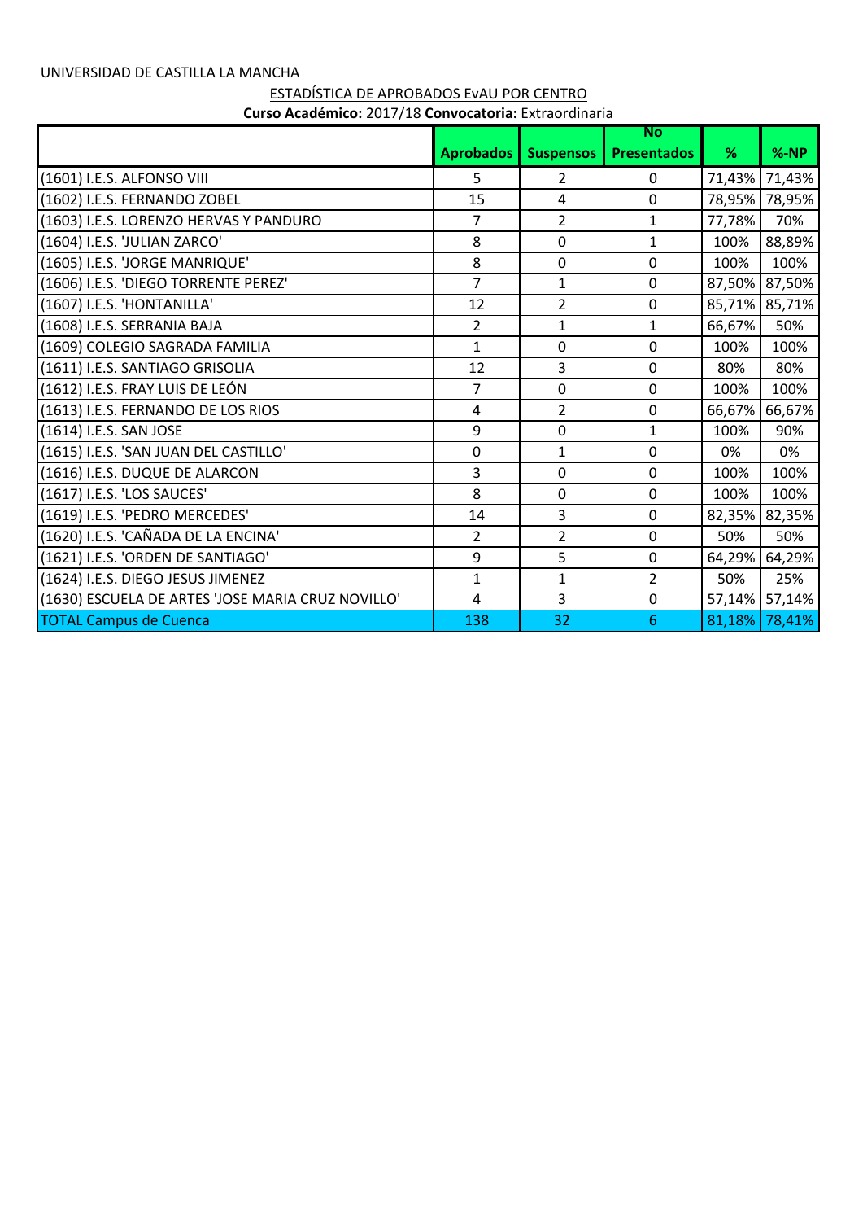UNIVERSIDAD DE CASTILLA LA MANCHA

ESTADÍSTICA DE APROBADOS EvAU POR CENTRO

**Curso Académico:** 2017/18 **Convocatoria:** Extraordinaria

| | Aprobados | Suspensos | No Presentados | % | %-NP |
|---|---|---|---|---|---|
| (1601) I.E.S. ALFONSO VIII | 5 | 2 | 0 | 71,43% | 71,43% |
| (1602) I.E.S. FERNANDO ZOBEL | 15 | 4 | 0 | 78,95% | 78,95% |
| (1603) I.E.S. LORENZO HERVAS Y PANDURO | 7 | 2 | 1 | 77,78% | 70% |
| (1604) I.E.S. 'JULIAN ZARCO' | 8 | 0 | 1 | 100% | 88,89% |
| (1605) I.E.S. 'JORGE MANRIQUE' | 8 | 0 | 0 | 100% | 100% |
| (1606) I.E.S. 'DIEGO TORRENTE PEREZ' | 7 | 1 | 0 | 87,50% | 87,50% |
| (1607) I.E.S. 'HONTANILLA' | 12 | 2 | 0 | 85,71% | 85,71% |
| (1608) I.E.S. SERRANIA BAJA | 2 | 1 | 1 | 66,67% | 50% |
| (1609) COLEGIO SAGRADA FAMILIA | 1 | 0 | 0 | 100% | 100% |
| (1611) I.E.S. SANTIAGO GRISOLIA | 12 | 3 | 0 | 80% | 80% |
| (1612) I.E.S. FRAY LUIS DE LEÓN | 7 | 0 | 0 | 100% | 100% |
| (1613) I.E.S. FERNANDO DE LOS RIOS | 4 | 2 | 0 | 66,67% | 66,67% |
| (1614) I.E.S. SAN JOSE | 9 | 0 | 1 | 100% | 90% |
| (1615) I.E.S. 'SAN JUAN DEL CASTILLO' | 0 | 1 | 0 | 0% | 0% |
| (1616) I.E.S. DUQUE DE ALARCON | 3 | 0 | 0 | 100% | 100% |
| (1617) I.E.S. 'LOS SAUCES' | 8 | 0 | 0 | 100% | 100% |
| (1619) I.E.S. 'PEDRO MERCEDES' | 14 | 3 | 0 | 82,35% | 82,35% |
| (1620) I.E.S. 'CAÑADA DE LA ENCINA' | 2 | 2 | 0 | 50% | 50% |
| (1621) I.E.S. 'ORDEN DE SANTIAGO' | 9 | 5 | 0 | 64,29% | 64,29% |
| (1624) I.E.S. DIEGO JESUS JIMENEZ | 1 | 1 | 2 | 50% | 25% |
| (1630) ESCUELA DE ARTES 'JOSE MARIA CRUZ NOVILLO' | 4 | 3 | 0 | 57,14% | 57,14% |
| TOTAL Campus de Cuenca | 138 | 32 | 6 | 81,18% | 78,41% |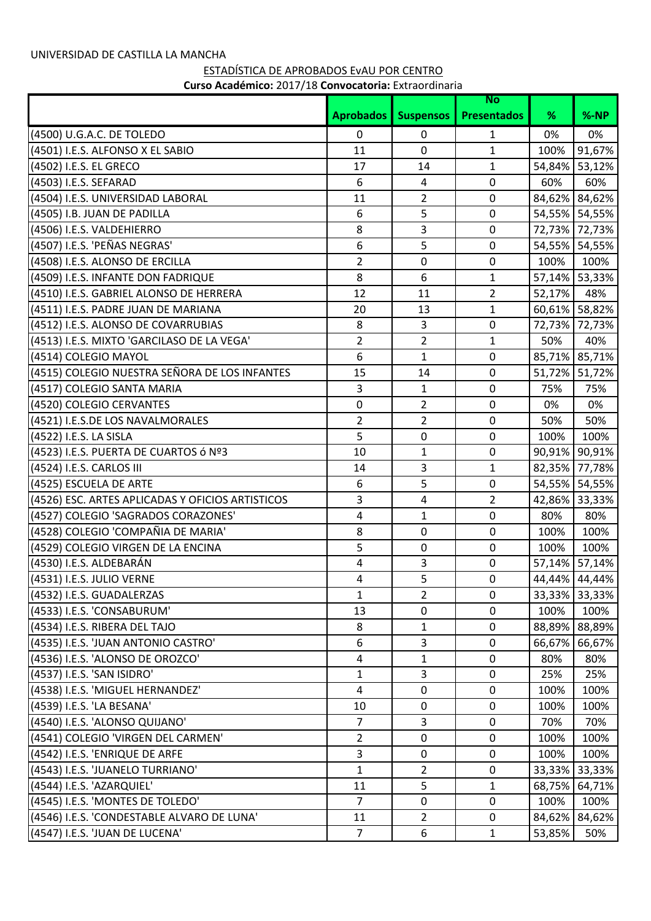UNIVERSIDAD DE CASTILLA LA MANCHA

ESTADÍSTICA DE APROBADOS EvAU POR CENTRO

**Curso Académico:** 2017/18 **Convocatoria:** Extraordinaria

| | Aprobados | Suspensos | No Presentados | % | %-NP |
|---|---|---|---|---|---|
| (4500) U.G.A.C. DE TOLEDO | 0 | 0 | 1 | 0% | 0% |
| (4501) I.E.S. ALFONSO X EL SABIO | 11 | 0 | 1 | 100% | 91,67% |
| (4502) I.E.S. EL GRECO | 17 | 14 | 1 | 54,84% | 53,12% |
| (4503) I.E.S. SEFARAD | 6 | 4 | 0 | 60% | 60% |
| (4504) I.E.S. UNIVERSIDAD LABORAL | 11 | 2 | 0 | 84,62% | 84,62% |
| (4505) I.B. JUAN DE PADILLA | 6 | 5 | 0 | 54,55% | 54,55% |
| (4506) I.E.S. VALDEHIERRO | 8 | 3 | 0 | 72,73% | 72,73% |
| (4507) I.E.S. 'PEÑAS NEGRAS' | 6 | 5 | 0 | 54,55% | 54,55% |
| (4508) I.E.S. ALONSO DE ERCILLA | 2 | 0 | 0 | 100% | 100% |
| (4509) I.E.S. INFANTE DON FADRIQUE | 8 | 6 | 1 | 57,14% | 53,33% |
| (4510) I.E.S. GABRIEL ALONSO DE HERRERA | 12 | 11 | 2 | 52,17% | 48% |
| (4511) I.E.S. PADRE JUAN DE MARIANA | 20 | 13 | 1 | 60,61% | 58,82% |
| (4512) I.E.S. ALONSO DE COVARRUBIAS | 8 | 3 | 0 | 72,73% | 72,73% |
| (4513) I.E.S. MIXTO 'GARCILASO DE LA VEGA' | 2 | 2 | 1 | 50% | 40% |
| (4514) COLEGIO MAYOL | 6 | 1 | 0 | 85,71% | 85,71% |
| (4515) COLEGIO NUESTRA SEÑORA DE LOS INFANTES | 15 | 14 | 0 | 51,72% | 51,72% |
| (4517) COLEGIO SANTA MARIA | 3 | 1 | 0 | 75% | 75% |
| (4520) COLEGIO CERVANTES | 0 | 2 | 0 | 0% | 0% |
| (4521) I.E.S.DE LOS NAVALMORALES | 2 | 2 | 0 | 50% | 50% |
| (4522) I.E.S. LA SISLA | 5 | 0 | 0 | 100% | 100% |
| (4523) I.E.S. PUERTA DE CUARTOS ó Nº3 | 10 | 1 | 0 | 90,91% | 90,91% |
| (4524) I.E.S. CARLOS III | 14 | 3 | 1 | 82,35% | 77,78% |
| (4525) ESCUELA DE ARTE | 6 | 5 | 0 | 54,55% | 54,55% |
| (4526) ESC. ARTES APLICADAS Y OFICIOS ARTISTICOS | 3 | 4 | 2 | 42,86% | 33,33% |
| (4527) COLEGIO 'SAGRADOS CORAZONES' | 4 | 1 | 0 | 80% | 80% |
| (4528) COLEGIO 'COMPAÑIA DE MARIA' | 8 | 0 | 0 | 100% | 100% |
| (4529) COLEGIO VIRGEN DE LA ENCINA | 5 | 0 | 0 | 100% | 100% |
| (4530) I.E.S. ALDEBARÁN | 4 | 3 | 0 | 57,14% | 57,14% |
| (4531) I.E.S. JULIO VERNE | 4 | 5 | 0 | 44,44% | 44,44% |
| (4532) I.E.S. GUADALERZAS | 1 | 2 | 0 | 33,33% | 33,33% |
| (4533) I.E.S. 'CONSABURUM' | 13 | 0 | 0 | 100% | 100% |
| (4534) I.E.S. RIBERA DEL TAJO | 8 | 1 | 0 | 88,89% | 88,89% |
| (4535) I.E.S. 'JUAN ANTONIO CASTRO' | 6 | 3 | 0 | 66,67% | 66,67% |
| (4536) I.E.S. 'ALONSO DE OROZCO' | 4 | 1 | 0 | 80% | 80% |
| (4537) I.E.S. 'SAN ISIDRO' | 1 | 3 | 0 | 25% | 25% |
| (4538) I.E.S. 'MIGUEL HERNANDEZ' | 4 | 0 | 0 | 100% | 100% |
| (4539) I.E.S. 'LA BESANA' | 10 | 0 | 0 | 100% | 100% |
| (4540) I.E.S. 'ALONSO QUIJANO' | 7 | 3 | 0 | 70% | 70% |
| (4541) COLEGIO 'VIRGEN DEL CARMEN' | 2 | 0 | 0 | 100% | 100% |
| (4542) I.E.S. 'ENRIQUE DE ARFE | 3 | 0 | 0 | 100% | 100% |
| (4543) I.E.S. 'JUANELO TURRIANO' | 1 | 2 | 0 | 33,33% | 33,33% |
| (4544) I.E.S. 'AZARQUIEL' | 11 | 5 | 1 | 68,75% | 64,71% |
| (4545) I.E.S. 'MONTES DE TOLEDO' | 7 | 0 | 0 | 100% | 100% |
| (4546) I.E.S. 'CONDESTABLE ALVARO DE LUNA' | 11 | 2 | 0 | 84,62% | 84,62% |
| (4547) I.E.S. 'JUAN DE LUCENA' | 7 | 6 | 1 | 53,85% | 50% |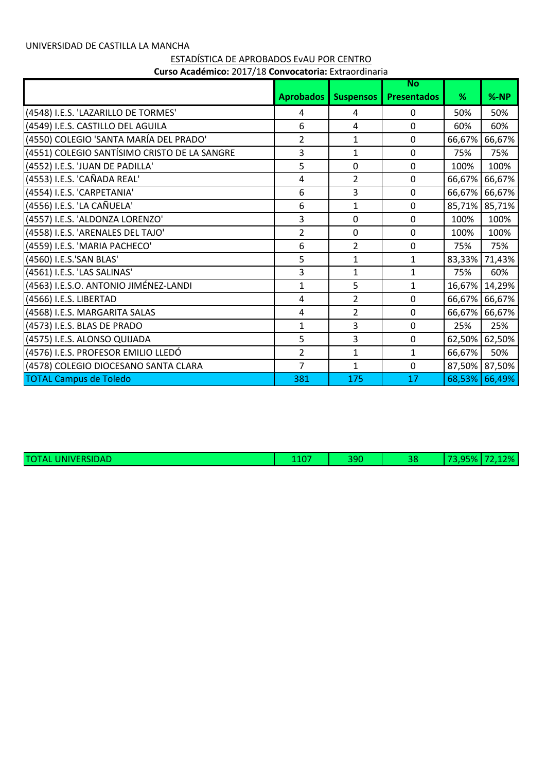UNIVERSIDAD DE CASTILLA LA MANCHA

ESTADÍSTICA DE APROBADOS EvAU POR CENTRO

**Curso Académico:** 2017/18 **Convocatoria:** Extraordinaria

| | Aprobados | Suspensos | No Presentados | % | %-NP |
|---|---|---|---|---|---|
| (4548) I.E.S. 'LAZARILLO DE TORMES' | 4 | 4 | 0 | 50% | 50% |
| (4549) I.E.S. CASTILLO DEL AGUILA | 6 | 4 | 0 | 60% | 60% |
| (4550) COLEGIO 'SANTA MARÍA DEL PRADO' | 2 | 1 | 0 | 66,67% | 66,67% |
| (4551) COLEGIO SANTÍSIMO CRISTO DE LA SANGRE | 3 | 1 | 0 | 75% | 75% |
| (4552) I.E.S. 'JUAN DE PADILLA' | 5 | 0 | 0 | 100% | 100% |
| (4553) I.E.S. 'CAÑADA REAL' | 4 | 2 | 0 | 66,67% | 66,67% |
| (4554) I.E.S. 'CARPETANIA' | 6 | 3 | 0 | 66,67% | 66,67% |
| (4556) I.E.S. 'LA CAÑUELA' | 6 | 1 | 0 | 85,71% | 85,71% |
| (4557) I.E.S. 'ALDONZA LORENZO' | 3 | 0 | 0 | 100% | 100% |
| (4558) I.E.S. 'ARENALES DEL TAJO' | 2 | 0 | 0 | 100% | 100% |
| (4559) I.E.S. 'MARIA PACHECO' | 6 | 2 | 0 | 75% | 75% |
| (4560) I.E.S.'SAN BLAS' | 5 | 1 | 1 | 83,33% | 71,43% |
| (4561) I.E.S. 'LAS SALINAS' | 3 | 1 | 1 | 75% | 60% |
| (4563) I.E.S.O. ANTONIO JIMÉNEZ-LANDI | 1 | 5 | 1 | 16,67% | 14,29% |
| (4566) I.E.S. LIBERTAD | 4 | 2 | 0 | 66,67% | 66,67% |
| (4568) I.E.S. MARGARITA SALAS | 4 | 2 | 0 | 66,67% | 66,67% |
| (4573) I.E.S. BLAS DE PRADO | 1 | 3 | 0 | 25% | 25% |
| (4575) I.E.S. ALONSO QUIJADA | 5 | 3 | 0 | 62,50% | 62,50% |
| (4576) I.E.S. PROFESOR EMILIO LLEDÓ | 2 | 1 | 1 | 66,67% | 50% |
| (4578) COLEGIO DIOCESANO SANTA CLARA | 7 | 1 | 0 | 87,50% | 87,50% |
| TOTAL Campus de Toledo | 381 | 175 | 17 | 68,53% | 66,49% |

| | | | | | |
|---|---|---|---|---|---|
| TOTAL UNIVERSIDAD | 1107 | 390 | 38 | 73,95% | 72,12% |